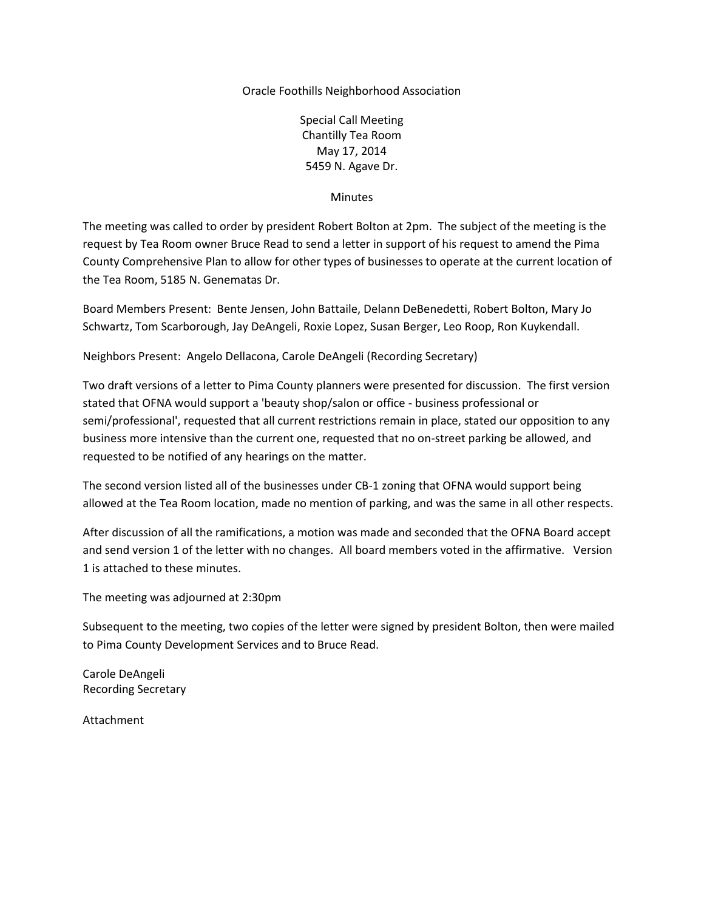Oracle Foothills Neighborhood Association

Special Call Meeting
Chantilly Tea Room
May 17, 2014
5459 N. Agave Dr.

Minutes

The meeting was called to order by president Robert Bolton at 2pm. The subject of the meeting is the request by Tea Room owner Bruce Read to send a letter in support of his request to amend the Pima County Comprehensive Plan to allow for other types of businesses to operate at the current location of the Tea Room, 5185 N. Genematas Dr.

Board Members Present: Bente Jensen, John Battaile, Delann DeBenedetti, Robert Bolton, Mary Jo Schwartz, Tom Scarborough, Jay DeAngeli, Roxie Lopez, Susan Berger, Leo Roop, Ron Kuykendall.

Neighbors Present: Angelo Dellacona, Carole DeAngeli (Recording Secretary)

Two draft versions of a letter to Pima County planners were presented for discussion. The first version stated that OFNA would support a 'beauty shop/salon or office - business professional or semi/professional', requested that all current restrictions remain in place, stated our opposition to any business more intensive than the current one, requested that no on-street parking be allowed, and requested to be notified of any hearings on the matter.

The second version listed all of the businesses under CB-1 zoning that OFNA would support being allowed at the Tea Room location, made no mention of parking, and was the same in all other respects.

After discussion of all the ramifications, a motion was made and seconded that the OFNA Board accept and send version 1 of the letter with no changes. All board members voted in the affirmative. Version 1 is attached to these minutes.

The meeting was adjourned at 2:30pm

Subsequent to the meeting, two copies of the letter were signed by president Bolton, then were mailed to Pima County Development Services and to Bruce Read.

Carole DeAngeli
Recording Secretary

Attachment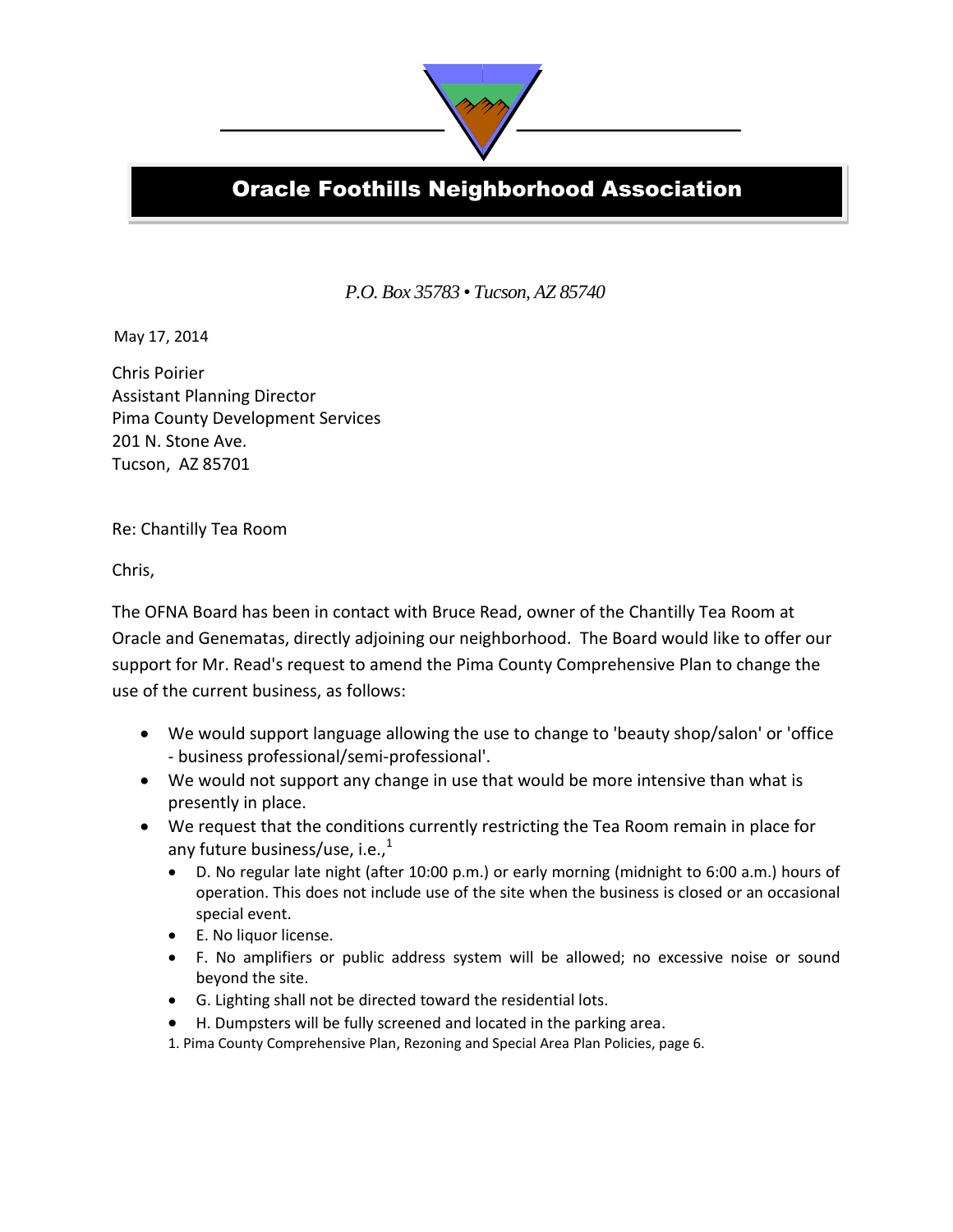# Oracle Foothills Neighborhood Association

*P.O. Box 35783 • Tucson, AZ 85740*

May 17, 2014

Chris Poirier
Assistant Planning Director
Pima County Development Services
201 N. Stone Ave.
Tucson, AZ 85701

Re: Chantilly Tea Room

Chris,

The OFNA Board has been in contact with Bruce Read, owner of the Chantilly Tea Room at Oracle and Genematas, directly adjoining our neighborhood. The Board would like to offer our support for Mr. Read's request to amend the Pima County Comprehensive Plan to change the use of the current business, as follows:

- We would support language allowing the use to change to 'beauty shop/salon' or 'office - business professional/semi-professional'.
- We would not support any change in use that would be more intensive than what is presently in place.
- We request that the conditions currently restricting the Tea Room remain in place for any future business/use, i.e.,[1]
  - D. No regular late night (after 10:00 p.m.) or early morning (midnight to 6:00 a.m.) hours of operation. This does not include use of the site when the business is closed or an occasional special event.
  - E. No liquor license.
  - F. No amplifiers or public address system will be allowed; no excessive noise or sound beyond the site.
  - G. Lighting shall not be directed toward the residential lots.
  - H. Dumpsters will be fully screened and located in the parking area.

1. Pima County Comprehensive Plan, Rezoning and Special Area Plan Policies, page 6.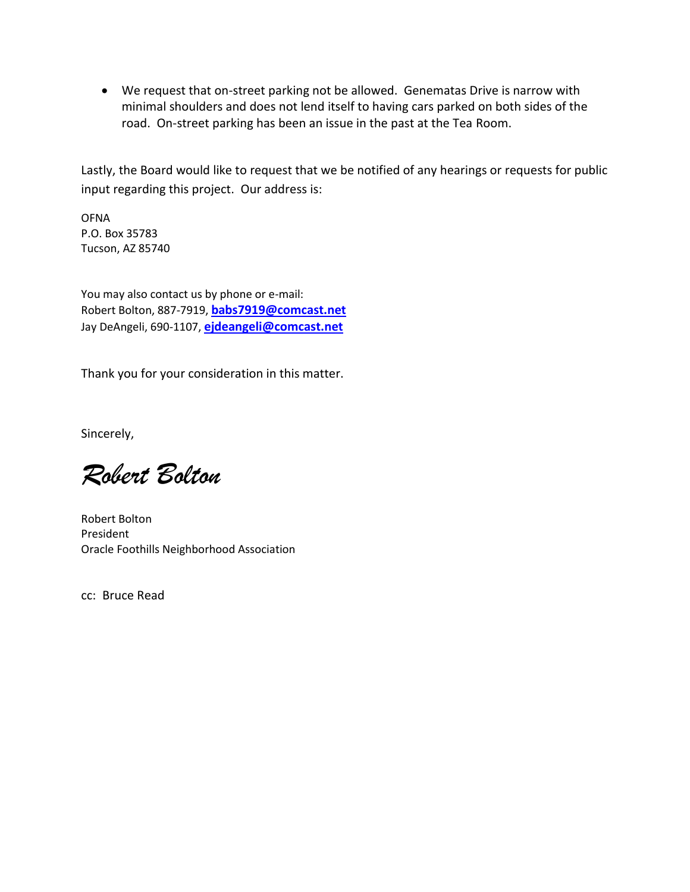- We request that on-street parking not be allowed. Genematas Drive is narrow with minimal shoulders and does not lend itself to having cars parked on both sides of the road. On-street parking has been an issue in the past at the Tea Room.

Lastly, the Board would like to request that we be notified of any hearings or requests for public input regarding this project. Our address is:

OFNA
P.O. Box 35783
Tucson, AZ 85740

You may also contact us by phone or e-mail:
Robert Bolton, 887-7919, **babs7919@comcast.net**
Jay DeAngeli, 690-1107, **ejdeangeli@comcast.net**

Thank you for your consideration in this matter.

Sincerely,

*Robert Bolton*

Robert Bolton
President
Oracle Foothills Neighborhood Association

cc: Bruce Read